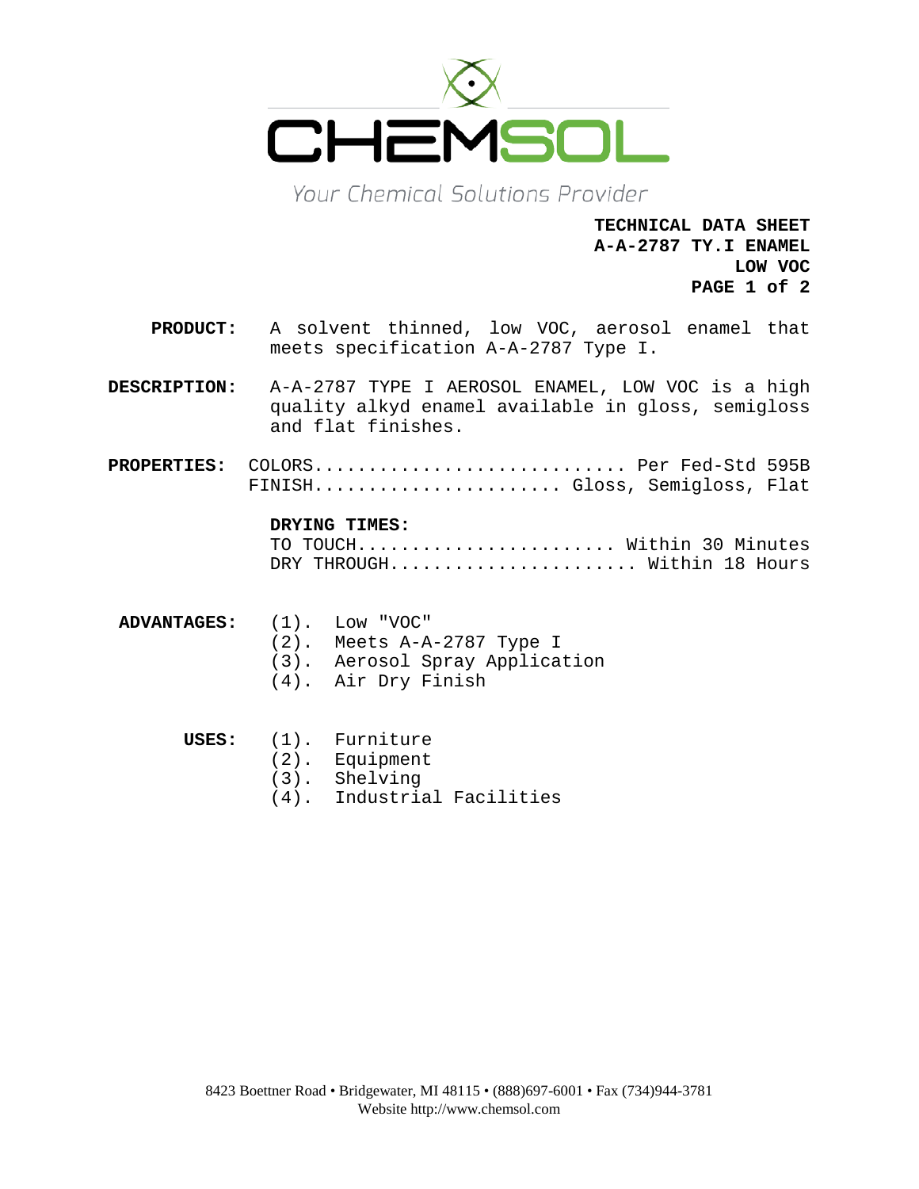CHEMSOL

Your Chemical Solutions Provider

**TECHNICAL DATA SHEET**
**A-A-2787 TY.I ENAMEL**
**LOW VOC**

**PRODUCT:** A solvent thinned, low VOC, aerosol enamel that meets specification A-A-2787 Type I.

**DESCRIPTION:** A-A-2787 TYPE I AEROSOL ENAMEL, LOW VOC is a high quality alkyd enamel available in gloss, semigloss and flat finishes.

**PROPERTIES:**

COLORS............................. Per Fed-Std 595B
FINISH....................... Gloss, Semigloss, Flat

**DRYING TIMES:**

TO TOUCH........................ Within 30 Minutes
DRY THROUGH....................... Within 18 Hours

**ADVANTAGES:**

(1). Low "VOC"
(2). Meets A-A-2787 Type I
(3). Aerosol Spray Application
(4). Air Dry Finish

**USES:**

(1). Furniture
(2). Equipment
(3). Shelving
(4). Industrial Facilities

8423 Boettner Road • Bridgewater, MI 48115 • (888)697-6001 • Fax (734)944-3781
Website http://www.chemsol.com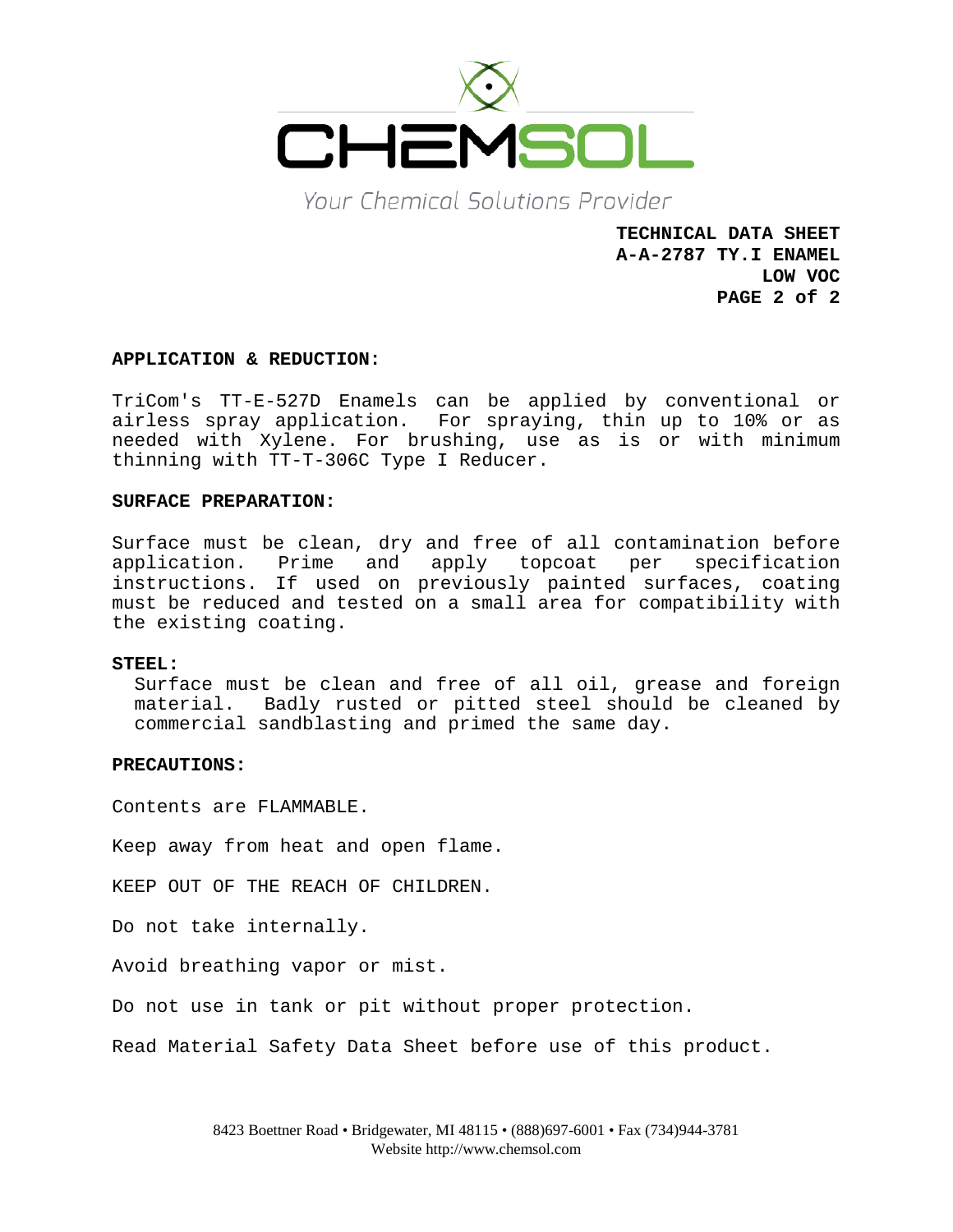**TECHNICAL DATA SHEET**
**A-A-2787 TY.I ENAMEL**
**LOW VOC**

## APPLICATION & REDUCTION:

TriCom's TT-E-527D Enamels can be applied by conventional or airless spray application. For spraying, thin up to 10% or as needed with Xylene. For brushing, use as is or with minimum thinning with TT-T-306C Type I Reducer.

## SURFACE PREPARATION:

Surface must be clean, dry and free of all contamination before application. Prime and apply topcoat per specification instructions. If used on previously painted surfaces, coating must be reduced and tested on a small area for compatibility with the existing coating.

## STEEL:

Surface must be clean and free of all oil, grease and foreign material. Badly rusted or pitted steel should be cleaned by commercial sandblasting and primed the same day.

## PRECAUTIONS:

Contents are FLAMMABLE.

Keep away from heat and open flame.

KEEP OUT OF THE REACH OF CHILDREN.

Do not take internally.

Avoid breathing vapor or mist.

Do not use in tank or pit without proper protection.

Read Material Safety Data Sheet before use of this product.

8423 Boettner Road • Bridgewater, MI 48115 • (888)697-6001 • Fax (734)944-3781
Website http://www.chemsol.com